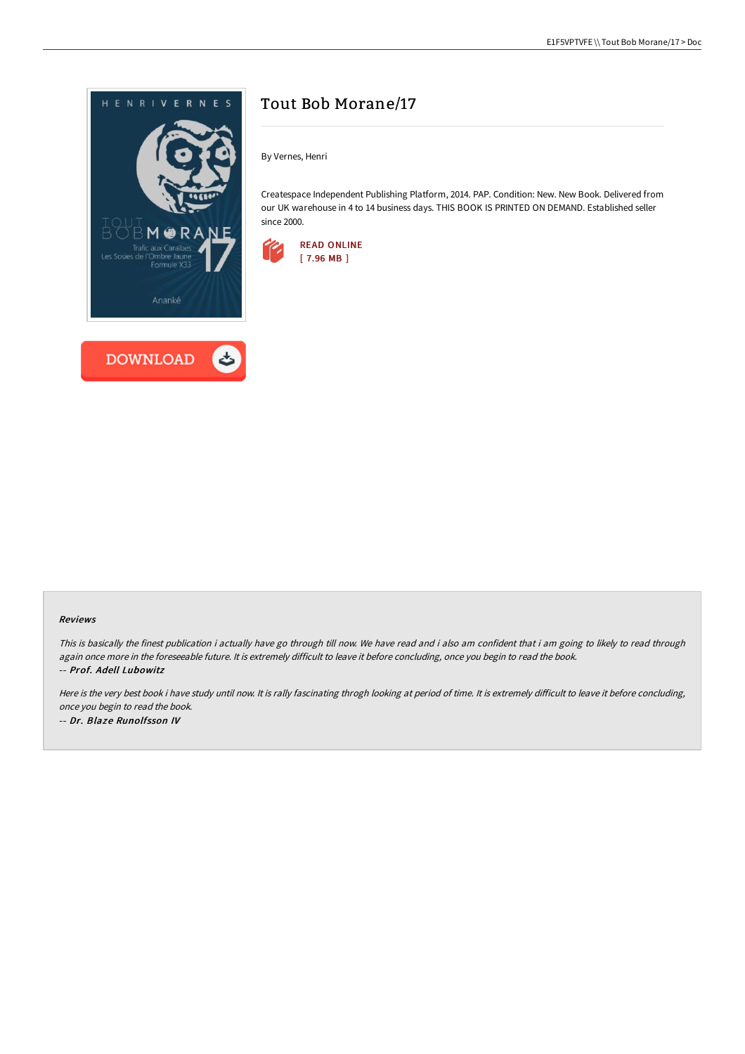# Tout Bob Morane/17

By Vernes, Henri

Createspace Independent Publishing Platform, 2014. PAP. Condition: New. New Book. Delivered from our UK warehouse in 4 to 14 business days. THIS BOOK IS PRINTED ON DEMAND. Established seller since 2000.

READ ONLINE
[ 7.96 MB ]

DOWNLOAD

### Reviews

*This is basically the finest publication i actually have go through till now. We have read and i also am confident that i am going to likely to read through again once more in the foreseeable future. It is extremely difficult to leave it before concluding, once you begin to read the book.*

*-- **Prof. Adell Lubowitz***

*Here is the very best book i have study until now. It is rally fascinating throgh looking at period of time. It is extremely difficult to leave it before concluding, once you begin to read the book.*

*-- **Dr. Blaze Runolfsson IV***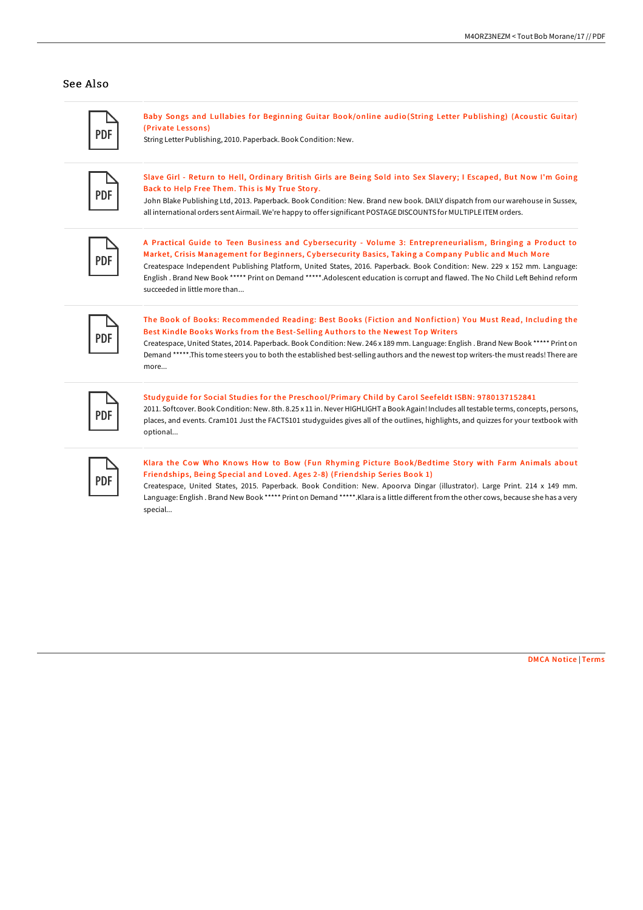## See Also

**Baby Songs and Lullabies for Beginning Guitar Book/online audio(String Letter Publishing) (Acoustic Guitar) (Private Lessons)**

String Letter Publishing, 2010. Paperback. Book Condition: New.

**Slave Girl - Return to Hell, Ordinary British Girls are Being Sold into Sex Slavery; I Escaped, But Now I'm Going Back to Help Free Them. This is My True Story.**

John Blake Publishing Ltd, 2013. Paperback. Book Condition: New. Brand new book. DAILY dispatch from our warehouse in Sussex, all international orders sent Airmail. We're happy to offer significant POSTAGE DISCOUNTS for MULTIPLE ITEM orders.

**A Practical Guide to Teen Business and Cybersecurity - Volume 3: Entrepreneurialism, Bringing a Product to Market, Crisis Management for Beginners, Cybersecurity Basics, Taking a Company Public and Much More**

Createspace Independent Publishing Platform, United States, 2016. Paperback. Book Condition: New. 229 x 152 mm. Language: English . Brand New Book ***** Print on Demand *****.Adolescent education is corrupt and flawed. The No Child Left Behind reform succeeded in little more than...

**The Book of Books: Recommended Reading: Best Books (Fiction and Nonfiction) You Must Read, Including the Best Kindle Books Works from the Best-Selling Authors to the Newest Top Writers**

Createspace, United States, 2014. Paperback. Book Condition: New. 246 x 189 mm. Language: English . Brand New Book ***** Print on Demand *****.This tome steers you to both the established best-selling authors and the newest top writers-the must reads! There are more...

**Studyguide for Social Studies for the Preschool/Primary Child by Carol Seefeldt ISBN: 9780137152841**

2011. Softcover. Book Condition: New. 8th. 8.25 x 11 in. Never HIGHLIGHT a Book Again! Includes all testable terms, concepts, persons, places, and events. Cram101 Just the FACTS101 studyguides gives all of the outlines, highlights, and quizzes for your textbook with optional...

**Klara the Cow Who Knows How to Bow (Fun Rhyming Picture Book/Bedtime Story with Farm Animals about Friendships, Being Special and Loved. Ages 2-8) (Friendship Series Book 1)**

Createspace, United States, 2015. Paperback. Book Condition: New. Apoorva Dingar (illustrator). Large Print. 214 x 149 mm. Language: English . Brand New Book ***** Print on Demand *****.Klara is a little different from the other cows, because she has a very special...